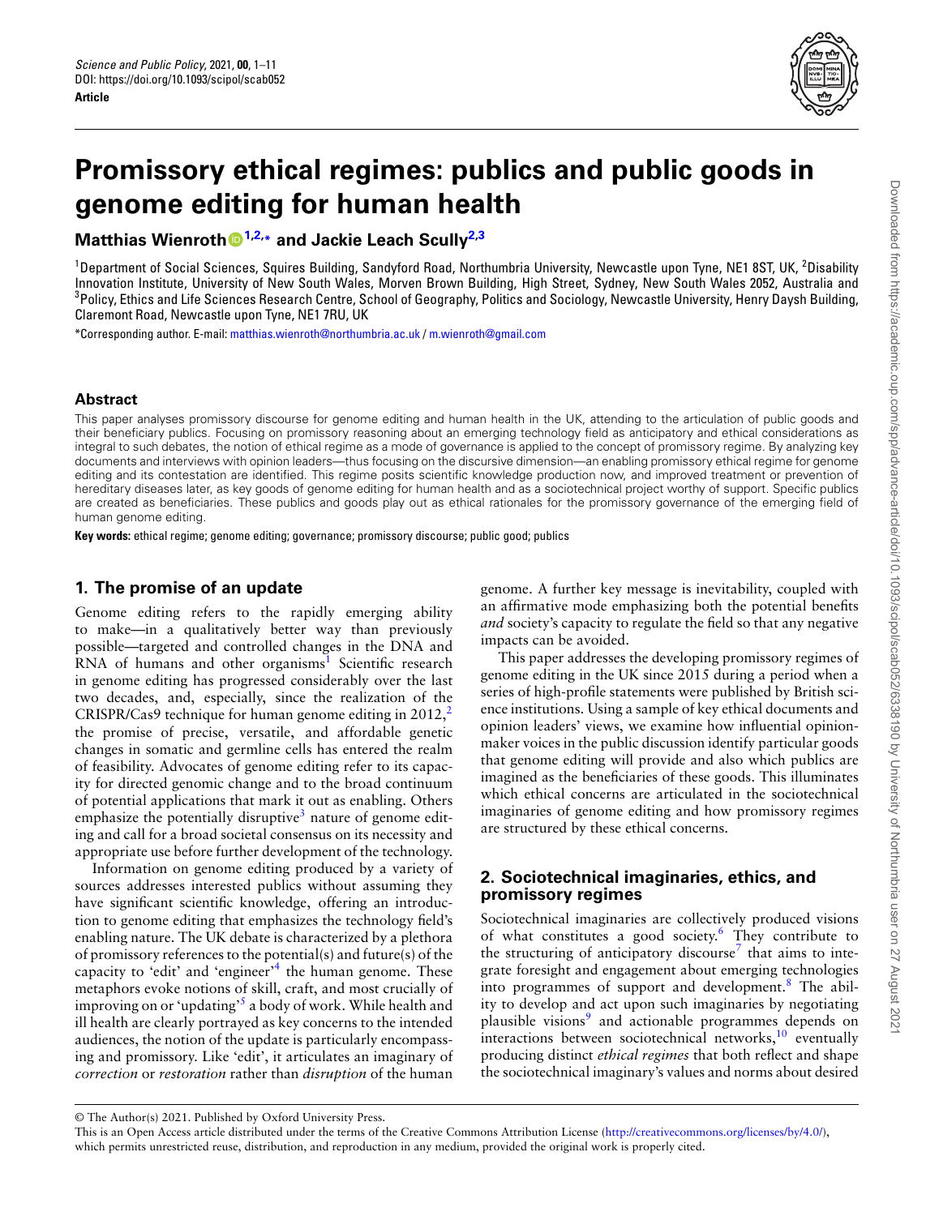# Promissory ethical regimes: publics and public goods in genome editing for human health

**Matthias Wienroth[1,2,*] and Jackie Leach Scully[2,3]**

[1]Department of Social Sciences, Squires Building, Sandyford Road, Northumbria University, Newcastle upon Tyne, NE1 8ST, UK, [2]Disability Innovation Institute, University of New South Wales, Morven Brown Building, High Street, Sydney, New South Wales 2052, Australia and [3]Policy, Ethics and Life Sciences Research Centre, School of Geography, Politics and Sociology, Newcastle University, Henry Daysh Building, Claremont Road, Newcastle upon Tyne, NE1 7RU, UK

*Corresponding author. E-mail: matthias.wienroth@northumbria.ac.uk / m.wienroth@gmail.com

## Abstract

This paper analyses promissory discourse for genome editing and human health in the UK, attending to the articulation of public goods and their beneficiary publics. Focusing on promissory reasoning about an emerging technology field as anticipatory and ethical considerations as integral to such debates, the notion of ethical regime as a mode of governance is applied to the concept of promissory regime. By analyzing key documents and interviews with opinion leaders—thus focusing on the discursive dimension—an enabling promissory ethical regime for genome editing and its contestation are identified. This regime posits scientific knowledge production now, and improved treatment or prevention of hereditary diseases later, as key goods of genome editing for human health and as a sociotechnical project worthy of support. Specific publics are created as beneficiaries. These publics and goods play out as ethical rationales for the promissory governance of the emerging field of human genome editing.

**Key words:** ethical regime; genome editing; governance; promissory discourse; public good; publics

## 1. The promise of an update

Genome editing refers to the rapidly emerging ability to make—in a qualitatively better way than previously possible—targeted and controlled changes in the DNA and RNA of humans and other organisms[1] Scientific research in genome editing has progressed considerably over the last two decades, and, especially, since the realization of the CRISPR/Cas9 technique for human genome editing in 2012,[2] the promise of precise, versatile, and affordable genetic changes in somatic and germline cells has entered the realm of feasibility. Advocates of genome editing refer to its capacity for directed genomic change and to the broad continuum of potential applications that mark it out as enabling. Others emphasize the potentially disruptive[3] nature of genome editing and call for a broad societal consensus on its necessity and appropriate use before further development of the technology.

Information on genome editing produced by a variety of sources addresses interested publics without assuming they have significant scientific knowledge, offering an introduction to genome editing that emphasizes the technology field's enabling nature. The UK debate is characterized by a plethora of promissory references to the potential(s) and future(s) of the capacity to 'edit' and 'engineer'[4] the human genome. These metaphors evoke notions of skill, craft, and most crucially of improving on or 'updating'[5] a body of work. While health and ill health are clearly portrayed as key concerns to the intended audiences, the notion of the update is particularly encompassing and promissory. Like 'edit', it articulates an imaginary of *correction* or *restoration* rather than *disruption* of the human genome. A further key message is inevitability, coupled with an affirmative mode emphasizing both the potential benefits *and* society's capacity to regulate the field so that any negative impacts can be avoided.

This paper addresses the developing promissory regimes of genome editing in the UK since 2015 during a period when a series of high-profile statements were published by British science institutions. Using a sample of key ethical documents and opinion leaders' views, we examine how influential opinion-maker voices in the public discussion identify particular goods that genome editing will provide and also which publics are imagined as the beneficiaries of these goods. This illuminates which ethical concerns are articulated in the sociotechnical imaginaries of genome editing and how promissory regimes are structured by these ethical concerns.

## 2. Sociotechnical imaginaries, ethics, and promissory regimes

Sociotechnical imaginaries are collectively produced visions of what constitutes a good society.[6] They contribute to the structuring of anticipatory discourse[7] that aims to integrate foresight and engagement about emerging technologies into programmes of support and development.[8] The ability to develop and act upon such imaginaries by negotiating plausible visions[9] and actionable programmes depends on interactions between sociotechnical networks,[10] eventually producing distinct *ethical regimes* that both reflect and shape the sociotechnical imaginary's values and norms about desired

© The Author(s) 2021. Published by Oxford University Press.
This is an Open Access article distributed under the terms of the Creative Commons Attribution License (http://creativecommons.org/licenses/by/4.0/), which permits unrestricted reuse, distribution, and reproduction in any medium, provided the original work is properly cited.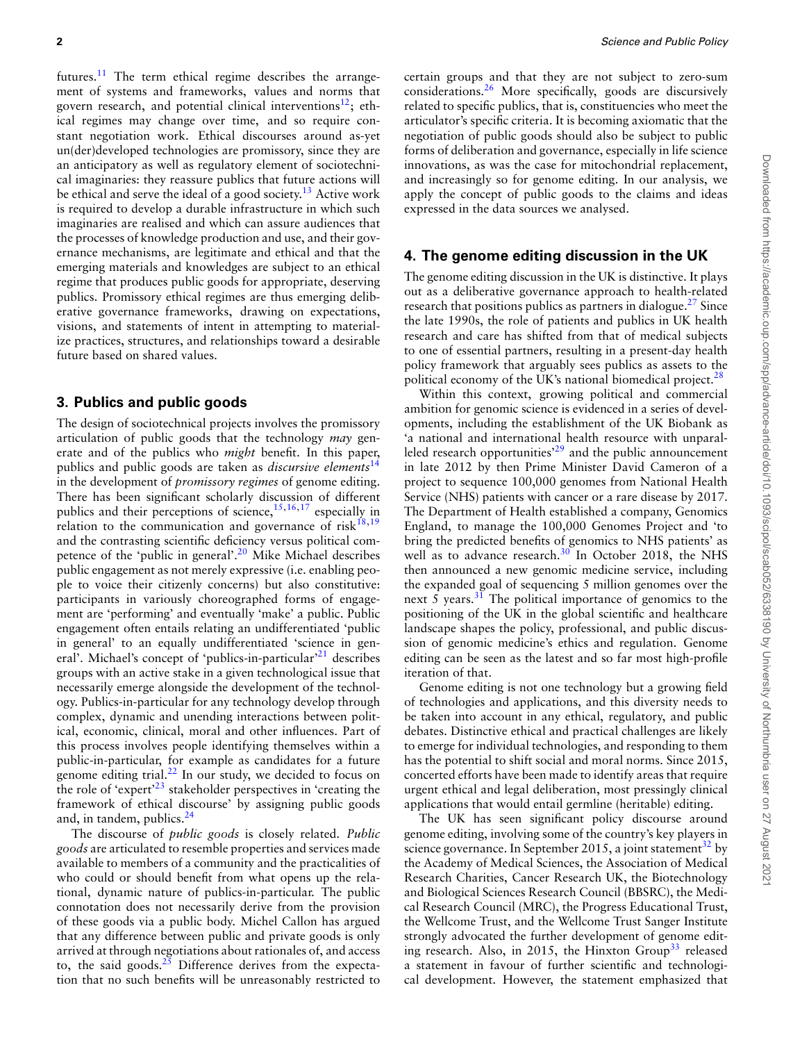futures.[11] The term ethical regime describes the arrangement of systems and frameworks, values and norms that govern research, and potential clinical interventions[12]; ethical regimes may change over time, and so require constant negotiation work. Ethical discourses around as-yet un(der)developed technologies are promissory, since they are an anticipatory as well as regulatory element of sociotechnical imaginaries: they reassure publics that future actions will be ethical and serve the ideal of a good society.[13] Active work is required to develop a durable infrastructure in which such imaginaries are realised and which can assure audiences that the processes of knowledge production and use, and their governance mechanisms, are legitimate and ethical and that the emerging materials and knowledges are subject to an ethical regime that produces public goods for appropriate, deserving publics. Promissory ethical regimes are thus emerging deliberative governance frameworks, drawing on expectations, visions, and statements of intent in attempting to materialize practices, structures, and relationships toward a desirable future based on shared values.

## 3. Publics and public goods

The design of sociotechnical projects involves the promissory articulation of public goods that the technology *may* generate and of the publics who *might* benefit. In this paper, publics and public goods are taken as *discursive elements*[14] in the development of *promissory regimes* of genome editing. There has been significant scholarly discussion of different publics and their perceptions of science,[15,16,17] especially in relation to the communication and governance of risk[18,19] and the contrasting scientific deficiency versus political competence of the 'public in general'.[20] Mike Michael describes public engagement as not merely expressive (i.e. enabling people to voice their citizenly concerns) but also constitutive: participants in variously choreographed forms of engagement are 'performing' and eventually 'make' a public. Public engagement often entails relating an undifferentiated 'public in general' to an equally undifferentiated 'science in general'. Michael's concept of 'publics-in-particular'[21] describes groups with an active stake in a given technological issue that necessarily emerge alongside the development of the technology. Publics-in-particular for any technology develop through complex, dynamic and unending interactions between political, economic, clinical, moral and other influences. Part of this process involves people identifying themselves within a public-in-particular, for example as candidates for a future genome editing trial.[22] In our study, we decided to focus on the role of 'expert'[23] stakeholder perspectives in 'creating the framework of ethical discourse' by assigning public goods and, in tandem, publics.[24]

The discourse of *public goods* is closely related. *Public goods* are articulated to resemble properties and services made available to members of a community and the practicalities of who could or should benefit from what opens up the relational, dynamic nature of publics-in-particular. The public connotation does not necessarily derive from the provision of these goods via a public body. Michel Callon has argued that any difference between public and private goods is only arrived at through negotiations about rationales of, and access to, the said goods.[25] Difference derives from the expectation that no such benefits will be unreasonably restricted to certain groups and that they are not subject to zero-sum considerations.[26] More specifically, goods are discursively related to specific publics, that is, constituencies who meet the articulator's specific criteria. It is becoming axiomatic that the negotiation of public goods should also be subject to public forms of deliberation and governance, especially in life science innovations, as was the case for mitochondrial replacement, and increasingly so for genome editing. In our analysis, we apply the concept of public goods to the claims and ideas expressed in the data sources we analysed.

## 4. The genome editing discussion in the UK

The genome editing discussion in the UK is distinctive. It plays out as a deliberative governance approach to health-related research that positions publics as partners in dialogue.[27] Since the late 1990s, the role of patients and publics in UK health research and care has shifted from that of medical subjects to one of essential partners, resulting in a present-day health policy framework that arguably sees publics as assets to the political economy of the UK's national biomedical project.[28]

Within this context, growing political and commercial ambition for genomic science is evidenced in a series of developments, including the establishment of the UK Biobank as 'a national and international health resource with unparalleled research opportunities'[29] and the public announcement in late 2012 by then Prime Minister David Cameron of a project to sequence 100,000 genomes from National Health Service (NHS) patients with cancer or a rare disease by 2017. The Department of Health established a company, Genomics England, to manage the 100,000 Genomes Project and 'to bring the predicted benefits of genomics to NHS patients' as well as to advance research.[30] In October 2018, the NHS then announced a new genomic medicine service, including the expanded goal of sequencing 5 million genomes over the next 5 years.[31] The political importance of genomics to the positioning of the UK in the global scientific and healthcare landscape shapes the policy, professional, and public discussion of genomic medicine's ethics and regulation. Genome editing can be seen as the latest and so far most high-profile iteration of that.

Genome editing is not one technology but a growing field of technologies and applications, and this diversity needs to be taken into account in any ethical, regulatory, and public debates. Distinctive ethical and practical challenges are likely to emerge for individual technologies, and responding to them has the potential to shift social and moral norms. Since 2015, concerted efforts have been made to identify areas that require urgent ethical and legal deliberation, most pressingly clinical applications that would entail germline (heritable) editing.

The UK has seen significant policy discourse around genome editing, involving some of the country's key players in science governance. In September 2015, a joint statement[32] by the Academy of Medical Sciences, the Association of Medical Research Charities, Cancer Research UK, the Biotechnology and Biological Sciences Research Council (BBSRC), the Medical Research Council (MRC), the Progress Educational Trust, the Wellcome Trust, and the Wellcome Trust Sanger Institute strongly advocated the further development of genome editing research. Also, in 2015, the Hinxton Group[33] released a statement in favour of further scientific and technological development. However, the statement emphasized that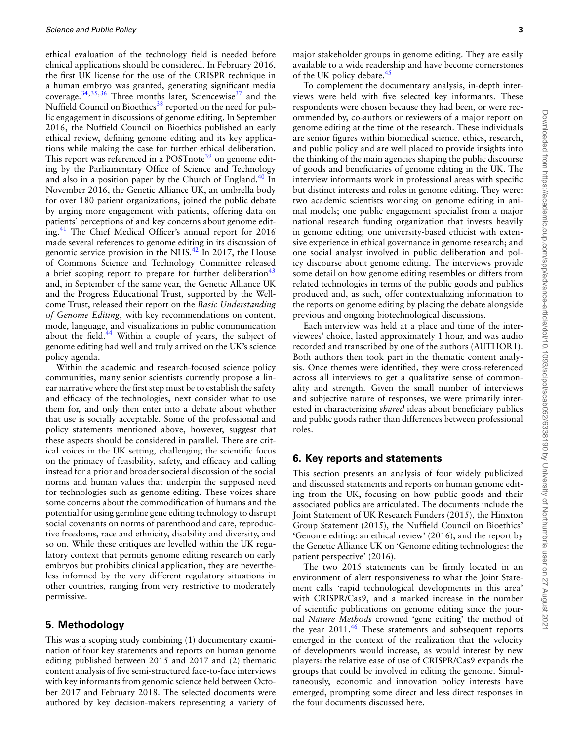ethical evaluation of the technology field is needed before clinical applications should be considered. In February 2016, the first UK license for the use of the CRISPR technique in a human embryo was granted, generating significant media coverage.[34,35,36] Three months later, Sciencewise[37] and the Nuffield Council on Bioethics[38] reported on the need for public engagement in discussions of genome editing. In September 2016, the Nuffield Council on Bioethics published an early ethical review, defining genome editing and its key applications while making the case for further ethical deliberation. This report was referenced in a POSTnote[39] on genome editing by the Parliamentary Office of Science and Technology and also in a position paper by the Church of England.[40] In November 2016, the Genetic Alliance UK, an umbrella body for over 180 patient organizations, joined the public debate by urging more engagement with patients, offering data on patients' perceptions of and key concerns about genome editing.[41] The Chief Medical Officer's annual report for 2016 made several references to genome editing in its discussion of genomic service provision in the NHS.[42] In 2017, the House of Commons Science and Technology Committee released a brief scoping report to prepare for further deliberation[43] and, in September of the same year, the Genetic Alliance UK and the Progress Educational Trust, supported by the Wellcome Trust, released their report on the *Basic Understanding of Genome Editing*, with key recommendations on content, mode, language, and visualizations in public communication about the field.[44] Within a couple of years, the subject of genome editing had well and truly arrived on the UK's science policy agenda.

Within the academic and research-focused science policy communities, many senior scientists currently propose a linear narrative where the first step must be to establish the safety and efficacy of the technologies, next consider what to use them for, and only then enter into a debate about whether that use is socially acceptable. Some of the professional and policy statements mentioned above, however, suggest that these aspects should be considered in parallel. There are critical voices in the UK setting, challenging the scientific focus on the primacy of feasibility, safety, and efficacy and calling instead for a prior and broader societal discussion of the social norms and human values that underpin the supposed need for technologies such as genome editing. These voices share some concerns about the commodification of humans and the potential for using germline gene editing technology to disrupt social covenants on norms of parenthood and care, reproductive freedoms, race and ethnicity, disability and diversity, and so on. While these critiques are levelled within the UK regulatory context that permits genome editing research on early embryos but prohibits clinical application, they are nevertheless informed by the very different regulatory situations in other countries, ranging from very restrictive to moderately permissive.

## 5. Methodology

This was a scoping study combining (1) documentary examination of four key statements and reports on human genome editing published between 2015 and 2017 and (2) thematic content analysis of five semi-structured face-to-face interviews with key informants from genomic science held between October 2017 and February 2018. The selected documents were authored by key decision-makers representing a variety of major stakeholder groups in genome editing. They are easily available to a wide readership and have become cornerstones of the UK policy debate.[45]

To complement the documentary analysis, in-depth interviews were held with five selected key informants. These respondents were chosen because they had been, or were recommended by, co-authors or reviewers of a major report on genome editing at the time of the research. These individuals are senior figures within biomedical science, ethics, research, and public policy and are well placed to provide insights into the thinking of the main agencies shaping the public discourse of goods and beneficiaries of genome editing in the UK. The interview informants work in professional areas with specific but distinct interests and roles in genome editing. They were: two academic scientists working on genome editing in animal models; one public engagement specialist from a major national research funding organization that invests heavily in genome editing; one university-based ethicist with extensive experience in ethical governance in genome research; and one social analyst involved in public deliberation and policy discourse about genome editing. The interviews provide some detail on how genome editing resembles or differs from related technologies in terms of the public goods and publics produced and, as such, offer contextualizing information to the reports on genome editing by placing the debate alongside previous and ongoing biotechnological discussions.

Each interview was held at a place and time of the interviewees' choice, lasted approximately 1 hour, and was audio recorded and transcribed by one of the authors (AUTHOR1). Both authors then took part in the thematic content analysis. Once themes were identified, they were cross-referenced across all interviews to get a qualitative sense of commonality and strength. Given the small number of interviews and subjective nature of responses, we were primarily interested in characterizing *shared* ideas about beneficiary publics and public goods rather than differences between professional roles.

## 6. Key reports and statements

This section presents an analysis of four widely publicized and discussed statements and reports on human genome editing from the UK, focusing on how public goods and their associated publics are articulated. The documents include the Joint Statement of UK Research Funders (2015), the Hinxton Group Statement (2015), the Nuffield Council on Bioethics' 'Genome editing: an ethical review' (2016), and the report by the Genetic Alliance UK on 'Genome editing technologies: the patient perspective' (2016).

The two 2015 statements can be firmly located in an environment of alert responsiveness to what the Joint Statement calls 'rapid technological developments in this area' with CRISPR/Cas9, and a marked increase in the number of scientific publications on genome editing since the journal *Nature Methods* crowned 'gene editing' the method of the year 2011.[46] These statements and subsequent reports emerged in the context of the realization that the velocity of developments would increase, as would interest by new players: the relative ease of use of CRISPR/Cas9 expands the groups that could be involved in editing the genome. Simultaneously, economic and innovation policy interests have emerged, prompting some direct and less direct responses in the four documents discussed here.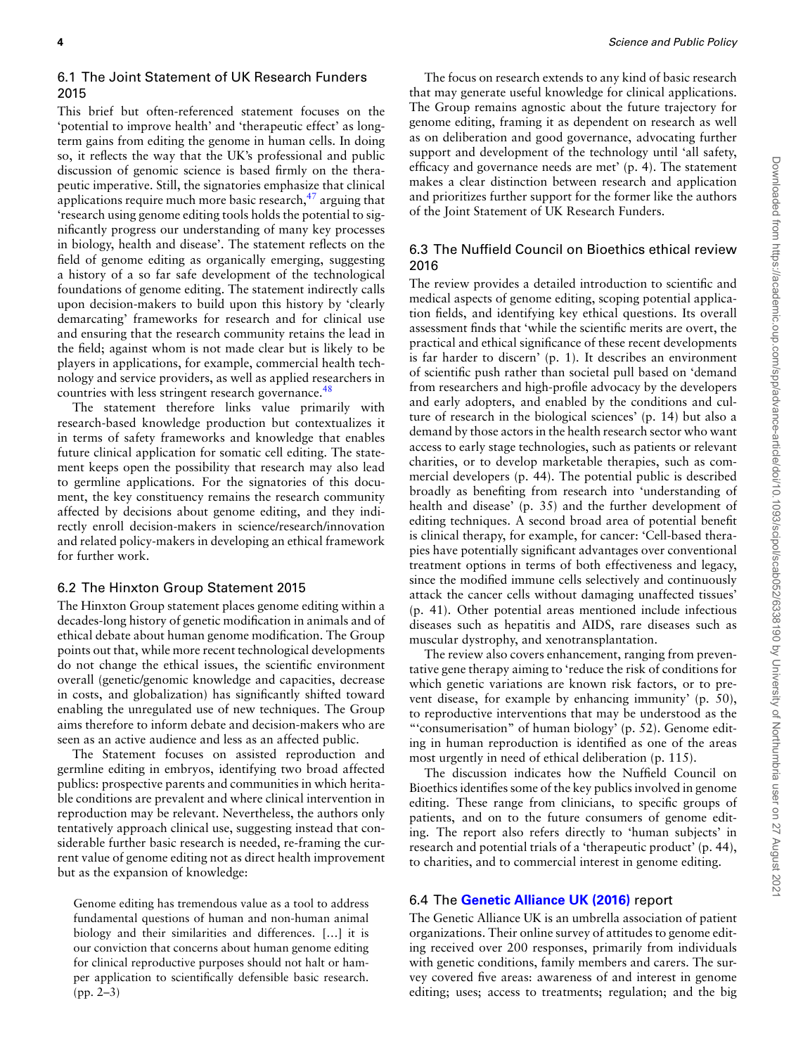### 6.1 The Joint Statement of UK Research Funders 2015

This brief but often-referenced statement focuses on the 'potential to improve health' and 'therapeutic effect' as long-term gains from editing the genome in human cells. In doing so, it reflects the way that the UK's professional and public discussion of genomic science is based firmly on the therapeutic imperative. Still, the signatories emphasize that clinical applications require much more basic research,[47] arguing that 'research using genome editing tools holds the potential to significantly progress our understanding of many key processes in biology, health and disease'. The statement reflects on the field of genome editing as organically emerging, suggesting a history of a so far safe development of the technological foundations of genome editing. The statement indirectly calls upon decision-makers to build upon this history by 'clearly demarcating' frameworks for research and for clinical use and ensuring that the research community retains the lead in the field; against whom is not made clear but is likely to be players in applications, for example, commercial health technology and service providers, as well as applied researchers in countries with less stringent research governance.[48]

The statement therefore links value primarily with research-based knowledge production but contextualizes it in terms of safety frameworks and knowledge that enables future clinical application for somatic cell editing. The statement keeps open the possibility that research may also lead to germline applications. For the signatories of this document, the key constituency remains the research community affected by decisions about genome editing, and they indirectly enroll decision-makers in science/research/innovation and related policy-makers in developing an ethical framework for further work.

### 6.2 The Hinxton Group Statement 2015

The Hinxton Group statement places genome editing within a decades-long history of genetic modification in animals and of ethical debate about human genome modification. The Group points out that, while more recent technological developments do not change the ethical issues, the scientific environment overall (genetic/genomic knowledge and capacities, decrease in costs, and globalization) has significantly shifted toward enabling the unregulated use of new techniques. The Group aims therefore to inform debate and decision-makers who are seen as an active audience and less as an affected public.

The Statement focuses on assisted reproduction and germline editing in embryos, identifying two broad affected publics: prospective parents and communities in which heritable conditions are prevalent and where clinical intervention in reproduction may be relevant. Nevertheless, the authors only tentatively approach clinical use, suggesting instead that considerable further basic research is needed, re-framing the current value of genome editing not as direct health improvement but as the expansion of knowledge:

> Genome editing has tremendous value as a tool to address fundamental questions of human and non-human animal biology and their similarities and differences. [...] it is our conviction that concerns about human genome editing for clinical reproductive purposes should not halt or hamper application to scientifically defensible basic research. (pp. 2–3)

The focus on research extends to any kind of basic research that may generate useful knowledge for clinical applications. The Group remains agnostic about the future trajectory for genome editing, framing it as dependent on research as well as on deliberation and good governance, advocating further support and development of the technology until 'all safety, efficacy and governance needs are met' (p. 4). The statement makes a clear distinction between research and application and prioritizes further support for the former like the authors of the Joint Statement of UK Research Funders.

### 6.3 The Nuffield Council on Bioethics ethical review 2016

The review provides a detailed introduction to scientific and medical aspects of genome editing, scoping potential application fields, and identifying key ethical questions. Its overall assessment finds that 'while the scientific merits are overt, the practical and ethical significance of these recent developments is far harder to discern' (p. 1). It describes an environment of scientific push rather than societal pull based on 'demand from researchers and high-profile advocacy by the developers and early adopters, and enabled by the conditions and culture of research in the biological sciences' (p. 14) but also a demand by those actors in the health research sector who want access to early stage technologies, such as patients or relevant charities, or to develop marketable therapies, such as commercial developers (p. 44). The potential public is described broadly as benefiting from research into 'understanding of health and disease' (p. 35) and the further development of editing techniques. A second broad area of potential benefit is clinical therapy, for example, for cancer: 'Cell-based therapies have potentially significant advantages over conventional treatment options in terms of both effectiveness and legacy, since the modified immune cells selectively and continuously attack the cancer cells without damaging unaffected tissues' (p. 41). Other potential areas mentioned include infectious diseases such as hepatitis and AIDS, rare diseases such as muscular dystrophy, and xenotransplantation.

The review also covers enhancement, ranging from preventative gene therapy aiming to 'reduce the risk of conditions for which genetic variations are known risk factors, or to prevent disease, for example by enhancing immunity' (p. 50), to reproductive interventions that may be understood as the "'consumerisation" of human biology' (p. 52). Genome editing in human reproduction is identified as one of the areas most urgently in need of ethical deliberation (p. 115).

The discussion indicates how the Nuffield Council on Bioethics identifies some of the key publics involved in genome editing. These range from clinicians, to specific groups of patients, and on to the future consumers of genome editing. The report also refers directly to 'human subjects' in research and potential trials of a 'therapeutic product' (p. 44), to charities, and to commercial interest in genome editing.

### 6.4 The **Genetic Alliance UK (2016)** report

The Genetic Alliance UK is an umbrella association of patient organizations. Their online survey of attitudes to genome editing received over 200 responses, primarily from individuals with genetic conditions, family members and carers. The survey covered five areas: awareness of and interest in genome editing; uses; access to treatments; regulation; and the big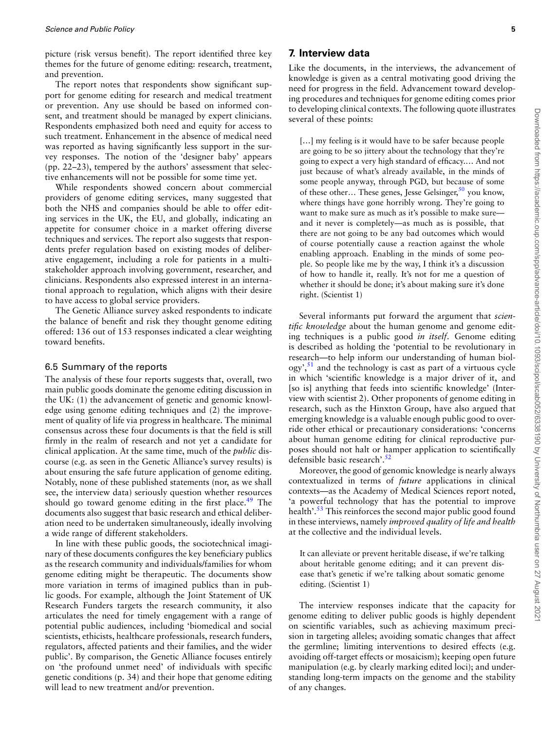picture (risk versus benefit). The report identified three key themes for the future of genome editing: research, treatment, and prevention.

The report notes that respondents show significant support for genome editing for research and medical treatment or prevention. Any use should be based on informed consent, and treatment should be managed by expert clinicians. Respondents emphasized both need and equity for access to such treatment. Enhancement in the absence of medical need was reported as having significantly less support in the survey responses. The notion of the 'designer baby' appears (pp. 22–23), tempered by the authors' assessment that selective enhancements will not be possible for some time yet.

While respondents showed concern about commercial providers of genome editing services, many suggested that both the NHS and companies should be able to offer editing services in the UK, the EU, and globally, indicating an appetite for consumer choice in a market offering diverse techniques and services. The report also suggests that respondents prefer regulation based on existing modes of deliberative engagement, including a role for patients in a multi-stakeholder approach involving government, researcher, and clinicians. Respondents also expressed interest in an international approach to regulation, which aligns with their desire to have access to global service providers.

The Genetic Alliance survey asked respondents to indicate the balance of benefit and risk they thought genome editing offered: 136 out of 153 responses indicated a clear weighting toward benefits.

### 6.5 Summary of the reports

The analysis of these four reports suggests that, overall, two main public goods dominate the genome editing discussion in the UK: (1) the advancement of genetic and genomic knowledge using genome editing techniques and (2) the improvement of quality of life via progress in healthcare. The minimal consensus across these four documents is that the field is still firmly in the realm of research and not yet a candidate for clinical application. At the same time, much of the *public* discourse (e.g. as seen in the Genetic Alliance's survey results) is about ensuring the safe future application of genome editing. Notably, none of these published statements (nor, as we shall see, the interview data) seriously question whether resources should go toward genome editing in the first place.[49] The documents also suggest that basic research and ethical deliberation need to be undertaken simultaneously, ideally involving a wide range of different stakeholders.

In line with these public goods, the sociotechnical imaginary of these documents configures the key beneficiary publics as the research community and individuals/families for whom genome editing might be therapeutic. The documents show more variation in terms of imagined publics than in public goods. For example, although the Joint Statement of UK Research Funders targets the research community, it also articulates the need for timely engagement with a range of potential public audiences, including 'biomedical and social scientists, ethicists, healthcare professionals, research funders, regulators, affected patients and their families, and the wider public'. By comparison, the Genetic Alliance focuses entirely on 'the profound unmet need' of individuals with specific genetic conditions (p. 34) and their hope that genome editing will lead to new treatment and/or prevention.

## 7. Interview data

Like the documents, in the interviews, the advancement of knowledge is given as a central motivating good driving the need for progress in the field. Advancement toward developing procedures and techniques for genome editing comes prior to developing clinical contexts. The following quote illustrates several of these points:

> […] my feeling is it would have to be safer because people are going to be so jittery about the technology that they're going to expect a very high standard of efficacy.… And not just because of what's already available, in the minds of some people anyway, through PGD, but because of some of these other… These genes, Jesse Gelsinger,[50] you know, where things have gone horribly wrong. They're going to want to make sure as much as it's possible to make sure—and it never is completely—as much as is possible, that there are not going to be any bad outcomes which would of course potentially cause a reaction against the whole enabling approach. Enabling in the minds of some people. So people like me by the way, I think it's a discussion of how to handle it, really. It's not for me a question of whether it should be done; it's about making sure it's done right. (Scientist 1)

Several informants put forward the argument that *scientific knowledge* about the human genome and genome editing techniques is a public good *in itself*. Genome editing is described as holding the 'potential to be revolutionary in research—to help inform our understanding of human biology',[51] and the technology is cast as part of a virtuous cycle in which 'scientific knowledge is a major driver of it, and [so is] anything that feeds into scientific knowledge' (Interview with scientist 2). Other proponents of genome editing in research, such as the Hinxton Group, have also argued that emerging knowledge is a valuable enough public good to override other ethical or precautionary considerations: 'concerns about human genome editing for clinical reproductive purposes should not halt or hamper application to scientifically defensible basic research'.[52]

Moreover, the good of genomic knowledge is nearly always contextualized in terms of *future* applications in clinical contexts—as the Academy of Medical Sciences report noted, 'a powerful technology that has the potential to improve health'.[53] This reinforces the second major public good found in these interviews, namely *improved quality of life and health* at the collective and the individual levels.

> It can alleviate or prevent heritable disease, if we're talking about heritable genome editing; and it can prevent disease that's genetic if we're talking about somatic genome editing. (Scientist 1)

The interview responses indicate that the capacity for genome editing to deliver public goods is highly dependent on scientific variables, such as achieving maximum precision in targeting alleles; avoiding somatic changes that affect the germline; limiting interventions to desired effects (e.g. avoiding off-target effects or mosaicism); keeping open future manipulation (e.g. by clearly marking edited loci); and understanding long-term impacts on the genome and the stability of any changes.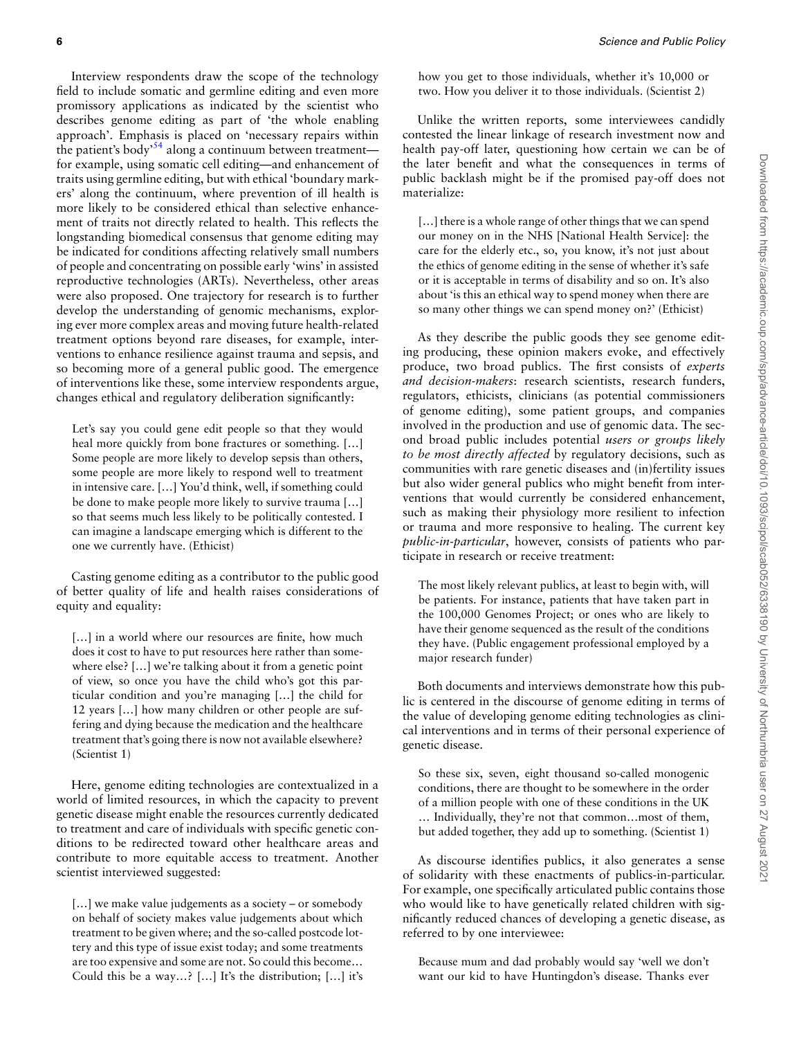Interview respondents draw the scope of the technology field to include somatic and germline editing and even more promissory applications as indicated by the scientist who describes genome editing as part of 'the whole enabling approach'. Emphasis is placed on 'necessary repairs within the patient's body'[54] along a continuum between treatment—for example, using somatic cell editing—and enhancement of traits using germline editing, but with ethical 'boundary markers' along the continuum, where prevention of ill health is more likely to be considered ethical than selective enhancement of traits not directly related to health. This reflects the longstanding biomedical consensus that genome editing may be indicated for conditions affecting relatively small numbers of people and concentrating on possible early 'wins' in assisted reproductive technologies (ARTs). Nevertheless, other areas were also proposed. One trajectory for research is to further develop the understanding of genomic mechanisms, exploring ever more complex areas and moving future health-related treatment options beyond rare diseases, for example, interventions to enhance resilience against trauma and sepsis, and so becoming more of a general public good. The emergence of interventions like these, some interview respondents argue, changes ethical and regulatory deliberation significantly:

> Let's say you could gene edit people so that they would heal more quickly from bone fractures or something. [...] Some people are more likely to develop sepsis than others, some people are more likely to respond well to treatment in intensive care. [...] You'd think, well, if something could be done to make people more likely to survive trauma [...] so that seems much less likely to be politically contested. I can imagine a landscape emerging which is different to the one we currently have. (Ethicist)

Casting genome editing as a contributor to the public good of better quality of life and health raises considerations of equity and equality:

> [...] in a world where our resources are finite, how much does it cost to have to put resources here rather than somewhere else? [...] we're talking about it from a genetic point of view, so once you have the child who's got this particular condition and you're managing [...] the child for 12 years [...] how many children or other people are suffering and dying because the medication and the healthcare treatment that's going there is now not available elsewhere? (Scientist 1)

Here, genome editing technologies are contextualized in a world of limited resources, in which the capacity to prevent genetic disease might enable the resources currently dedicated to treatment and care of individuals with specific genetic conditions to be redirected toward other healthcare areas and contribute to more equitable access to treatment. Another scientist interviewed suggested:

> [...] we make value judgements as a society – or somebody on behalf of society makes value judgements about which treatment to be given where; and the so-called postcode lottery and this type of issue exist today; and some treatments are too expensive and some are not. So could this become... Could this be a way...? [...] It's the distribution; [...] it's how you get to those individuals, whether it's 10,000 or two. How you deliver it to those individuals. (Scientist 2)

Unlike the written reports, some interviewees candidly contested the linear linkage of research investment now and health pay-off later, questioning how certain we can be of the later benefit and what the consequences in terms of public backlash might be if the promised pay-off does not materialize:

> [...] there is a whole range of other things that we can spend our money on in the NHS [National Health Service]: the care for the elderly etc., so, you know, it's not just about the ethics of genome editing in the sense of whether it's safe or it is acceptable in terms of disability and so on. It's also about 'is this an ethical way to spend money when there are so many other things we can spend money on?' (Ethicist)

As they describe the public goods they see genome editing producing, these opinion makers evoke, and effectively produce, two broad publics. The first consists of *experts and decision-makers*: research scientists, research funders, regulators, ethicists, clinicians (as potential commissioners of genome editing), some patient groups, and companies involved in the production and use of genomic data. The second broad public includes potential *users or groups likely to be most directly affected* by regulatory decisions, such as communities with rare genetic diseases and (in)fertility issues but also wider general publics who might benefit from interventions that would currently be considered enhancement, such as making their physiology more resilient to infection or trauma and more responsive to healing. The current key *public-in-particular*, however, consists of patients who participate in research or receive treatment:

> The most likely relevant publics, at least to begin with, will be patients. For instance, patients that have taken part in the 100,000 Genomes Project; or ones who are likely to have their genome sequenced as the result of the conditions they have. (Public engagement professional employed by a major research funder)

Both documents and interviews demonstrate how this public is centered in the discourse of genome editing in terms of the value of developing genome editing technologies as clinical interventions and in terms of their personal experience of genetic disease.

> So these six, seven, eight thousand so-called monogenic conditions, there are thought to be somewhere in the order of a million people with one of these conditions in the UK ... Individually, they're not that common...most of them, but added together, they add up to something. (Scientist 1)

As discourse identifies publics, it also generates a sense of solidarity with these enactments of publics-in-particular. For example, one specifically articulated public contains those who would like to have genetically related children with significantly reduced chances of developing a genetic disease, as referred to by one interviewee:

> Because mum and dad probably would say 'well we don't want our kid to have Huntingdon's disease. Thanks ever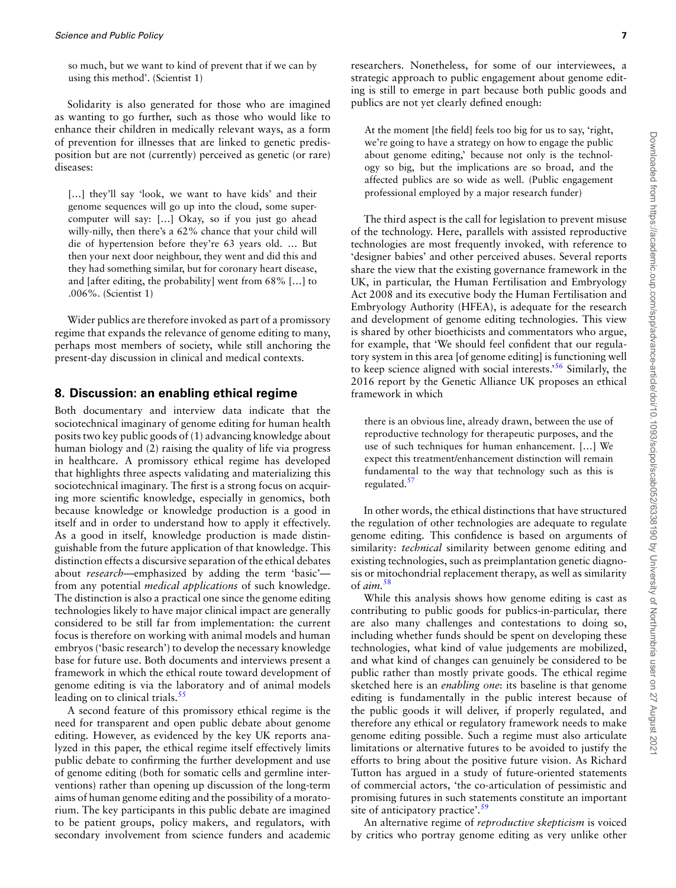so much, but we want to kind of prevent that if we can by using this method'. (Scientist 1)

Solidarity is also generated for those who are imagined as wanting to go further, such as those who would like to enhance their children in medically relevant ways, as a form of prevention for illnesses that are linked to genetic predisposition but are not (currently) perceived as genetic (or rare) diseases:

> […] they'll say 'look, we want to have kids' and their genome sequences will go up into the cloud, some supercomputer will say: […] Okay, so if you just go ahead willy-nilly, then there's a 62% chance that your child will die of hypertension before they're 63 years old. … But then your next door neighbour, they went and did this and they had something similar, but for coronary heart disease, and [after editing, the probability] went from 68% […] to .006%. (Scientist 1)

Wider publics are therefore invoked as part of a promissory regime that expands the relevance of genome editing to many, perhaps most members of society, while still anchoring the present-day discussion in clinical and medical contexts.

## 8. Discussion: an enabling ethical regime

Both documentary and interview data indicate that the sociotechnical imaginary of genome editing for human health posits two key public goods of (1) advancing knowledge about human biology and (2) raising the quality of life via progress in healthcare. A promissory ethical regime has developed that highlights three aspects validating and materializing this sociotechnical imaginary. The first is a strong focus on acquiring more scientific knowledge, especially in genomics, both because knowledge or knowledge production is a good in itself and in order to understand how to apply it effectively. As a good in itself, knowledge production is made distinguishable from the future application of that knowledge. This distinction effects a discursive separation of the ethical debates about *research*—emphasized by adding the term 'basic'—from any potential *medical applications* of such knowledge. The distinction is also a practical one since the genome editing technologies likely to have major clinical impact are generally considered to be still far from implementation: the current focus is therefore on working with animal models and human embryos ('basic research') to develop the necessary knowledge base for future use. Both documents and interviews present a framework in which the ethical route toward development of genome editing is via the laboratory and of animal models leading on to clinical trials.[55]

A second feature of this promissory ethical regime is the need for transparent and open public debate about genome editing. However, as evidenced by the key UK reports analyzed in this paper, the ethical regime itself effectively limits public debate to confirming the further development and use of genome editing (both for somatic cells and germline interventions) rather than opening up discussion of the long-term aims of human genome editing and the possibility of a moratorium. The key participants in this public debate are imagined to be patient groups, policy makers, and regulators, with secondary involvement from science funders and academic researchers. Nonetheless, for some of our interviewees, a strategic approach to public engagement about genome editing is still to emerge in part because both public goods and publics are not yet clearly defined enough:

> At the moment [the field] feels too big for us to say, 'right, we're going to have a strategy on how to engage the public about genome editing,' because not only is the technology so big, but the implications are so broad, and the affected publics are so wide as well. (Public engagement professional employed by a major research funder)

The third aspect is the call for legislation to prevent misuse of the technology. Here, parallels with assisted reproductive technologies are most frequently invoked, with reference to 'designer babies' and other perceived abuses. Several reports share the view that the existing governance framework in the UK, in particular, the Human Fertilisation and Embryology Act 2008 and its executive body the Human Fertilisation and Embryology Authority (HFEA), is adequate for the research and development of genome editing technologies. This view is shared by other bioethicists and commentators who argue, for example, that 'We should feel confident that our regulatory system in this area [of genome editing] is functioning well to keep science aligned with social interests.'[56] Similarly, the 2016 report by the Genetic Alliance UK proposes an ethical framework in which

> there is an obvious line, already drawn, between the use of reproductive technology for therapeutic purposes, and the use of such techniques for human enhancement. […] We expect this treatment/enhancement distinction will remain fundamental to the way that technology such as this is regulated.[57]

In other words, the ethical distinctions that have structured the regulation of other technologies are adequate to regulate genome editing. This confidence is based on arguments of similarity: *technical* similarity between genome editing and existing technologies, such as preimplantation genetic diagnosis or mitochondrial replacement therapy, as well as similarity of *aim*.[58]

While this analysis shows how genome editing is cast as contributing to public goods for publics-in-particular, there are also many challenges and contestations to doing so, including whether funds should be spent on developing these technologies, what kind of value judgements are mobilized, and what kind of changes can genuinely be considered to be public rather than mostly private goods. The ethical regime sketched here is an *enabling one*: its baseline is that genome editing is fundamentally in the public interest because of the public goods it will deliver, if properly regulated, and therefore any ethical or regulatory framework needs to make genome editing possible. Such a regime must also articulate limitations or alternative futures to be avoided to justify the efforts to bring about the positive future vision. As Richard Tutton has argued in a study of future-oriented statements of commercial actors, 'the co-articulation of pessimistic and promising futures in such statements constitute an important site of anticipatory practice'.[59]

An alternative regime of *reproductive skepticism* is voiced by critics who portray genome editing as very unlike other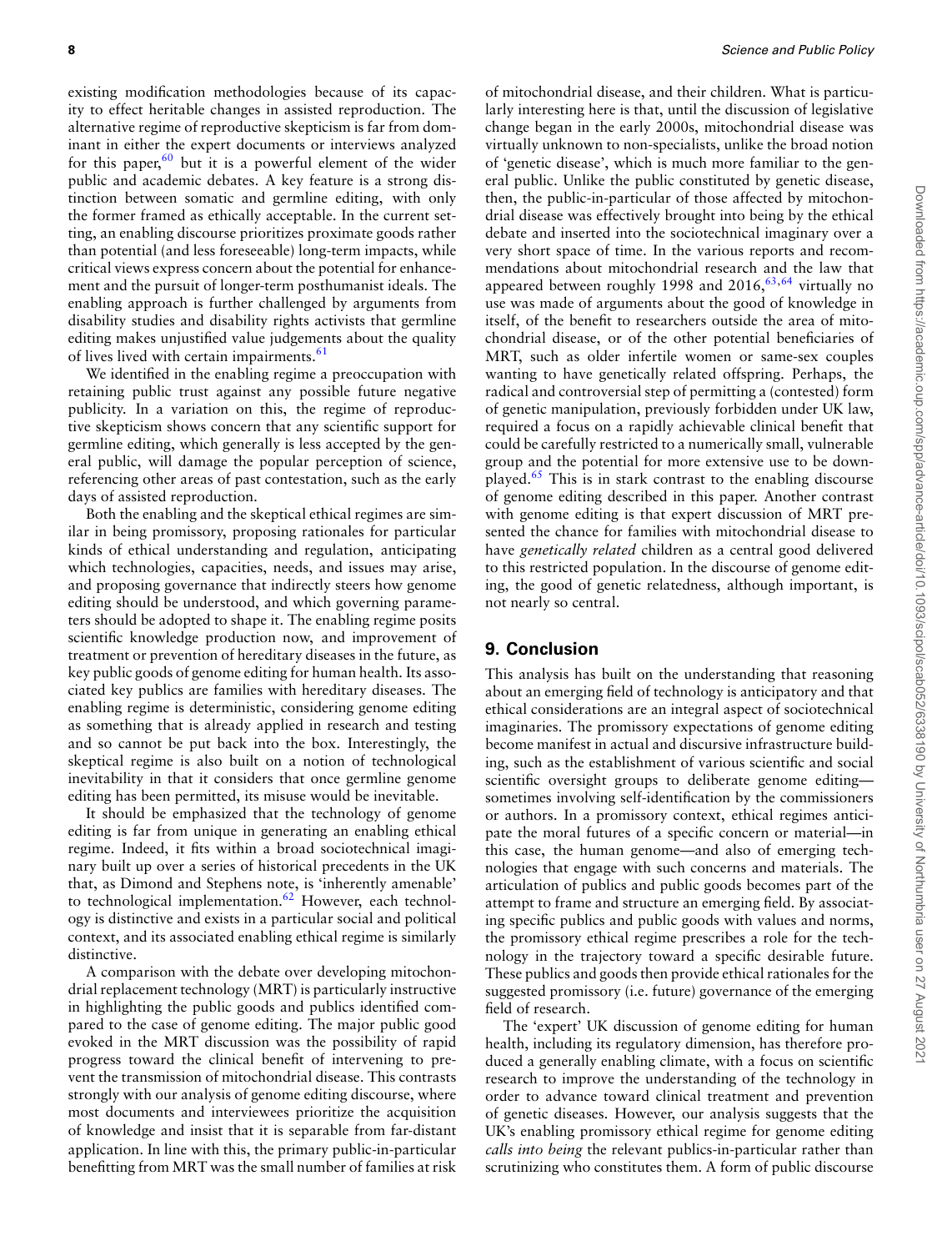existing modification methodologies because of its capacity to effect heritable changes in assisted reproduction. The alternative regime of reproductive skepticism is far from dominant in either the expert documents or interviews analyzed for this paper,[60] but it is a powerful element of the wider public and academic debates. A key feature is a strong distinction between somatic and germline editing, with only the former framed as ethically acceptable. In the current setting, an enabling discourse prioritizes proximate goods rather than potential (and less foreseeable) long-term impacts, while critical views express concern about the potential for enhancement and the pursuit of longer-term posthumanist ideals. The enabling approach is further challenged by arguments from disability studies and disability rights activists that germline editing makes unjustified value judgements about the quality of lives lived with certain impairments.[61]

We identified in the enabling regime a preoccupation with retaining public trust against any possible future negative publicity. In a variation on this, the regime of reproductive skepticism shows concern that any scientific support for germline editing, which generally is less accepted by the general public, will damage the popular perception of science, referencing other areas of past contestation, such as the early days of assisted reproduction.

Both the enabling and the skeptical ethical regimes are similar in being promissory, proposing rationales for particular kinds of ethical understanding and regulation, anticipating which technologies, capacities, needs, and issues may arise, and proposing governance that indirectly steers how genome editing should be understood, and which governing parameters should be adopted to shape it. The enabling regime posits scientific knowledge production now, and improvement of treatment or prevention of hereditary diseases in the future, as key public goods of genome editing for human health. Its associated key publics are families with hereditary diseases. The enabling regime is deterministic, considering genome editing as something that is already applied in research and testing and so cannot be put back into the box. Interestingly, the skeptical regime is also built on a notion of technological inevitability in that it considers that once germline genome editing has been permitted, its misuse would be inevitable.

It should be emphasized that the technology of genome editing is far from unique in generating an enabling ethical regime. Indeed, it fits within a broad sociotechnical imaginary built up over a series of historical precedents in the UK that, as Dimond and Stephens note, is 'inherently amenable' to technological implementation.[62] However, each technology is distinctive and exists in a particular social and political context, and its associated enabling ethical regime is similarly distinctive.

A comparison with the debate over developing mitochondrial replacement technology (MRT) is particularly instructive in highlighting the public goods and publics identified compared to the case of genome editing. The major public good evoked in the MRT discussion was the possibility of rapid progress toward the clinical benefit of intervening to prevent the transmission of mitochondrial disease. This contrasts strongly with our analysis of genome editing discourse, where most documents and interviewees prioritize the acquisition of knowledge and insist that it is separable from far-distant application. In line with this, the primary public-in-particular benefitting from MRT was the small number of families at risk of mitochondrial disease, and their children. What is particularly interesting here is that, until the discussion of legislative change began in the early 2000s, mitochondrial disease was virtually unknown to non-specialists, unlike the broad notion of 'genetic disease', which is much more familiar to the general public. Unlike the public constituted by genetic disease, then, the public-in-particular of those affected by mitochondrial disease was effectively brought into being by the ethical debate and inserted into the sociotechnical imaginary over a very short space of time. In the various reports and recommendations about mitochondrial research and the law that appeared between roughly 1998 and 2016,[63,64] virtually no use was made of arguments about the good of knowledge in itself, of the benefit to researchers outside the area of mitochondrial disease, or of the other potential beneficiaries of MRT, such as older infertile women or same-sex couples wanting to have genetically related offspring. Perhaps, the radical and controversial step of permitting a (contested) form of genetic manipulation, previously forbidden under UK law, required a focus on a rapidly achievable clinical benefit that could be carefully restricted to a numerically small, vulnerable group and the potential for more extensive use to be downplayed.[65] This is in stark contrast to the enabling discourse of genome editing described in this paper. Another contrast with genome editing is that expert discussion of MRT presented the chance for families with mitochondrial disease to have *genetically related* children as a central good delivered to this restricted population. In the discourse of genome editing, the good of genetic relatedness, although important, is not nearly so central.

## 9. Conclusion

This analysis has built on the understanding that reasoning about an emerging field of technology is anticipatory and that ethical considerations are an integral aspect of sociotechnical imaginaries. The promissory expectations of genome editing become manifest in actual and discursive infrastructure building, such as the establishment of various scientific and social scientific oversight groups to deliberate genome editing—sometimes involving self-identification by the commissioners or authors. In a promissory context, ethical regimes anticipate the moral futures of a specific concern or material—in this case, the human genome—and also of emerging technologies that engage with such concerns and materials. The articulation of publics and public goods becomes part of the attempt to frame and structure an emerging field. By associating specific publics and public goods with values and norms, the promissory ethical regime prescribes a role for the technology in the trajectory toward a specific desirable future. These publics and goods then provide ethical rationales for the suggested promissory (i.e. future) governance of the emerging field of research.

The 'expert' UK discussion of genome editing for human health, including its regulatory dimension, has therefore produced a generally enabling climate, with a focus on scientific research to improve the understanding of the technology in order to advance toward clinical treatment and prevention of genetic diseases. However, our analysis suggests that the UK's enabling promissory ethical regime for genome editing *calls into being* the relevant publics-in-particular rather than scrutinizing who constitutes them. A form of public discourse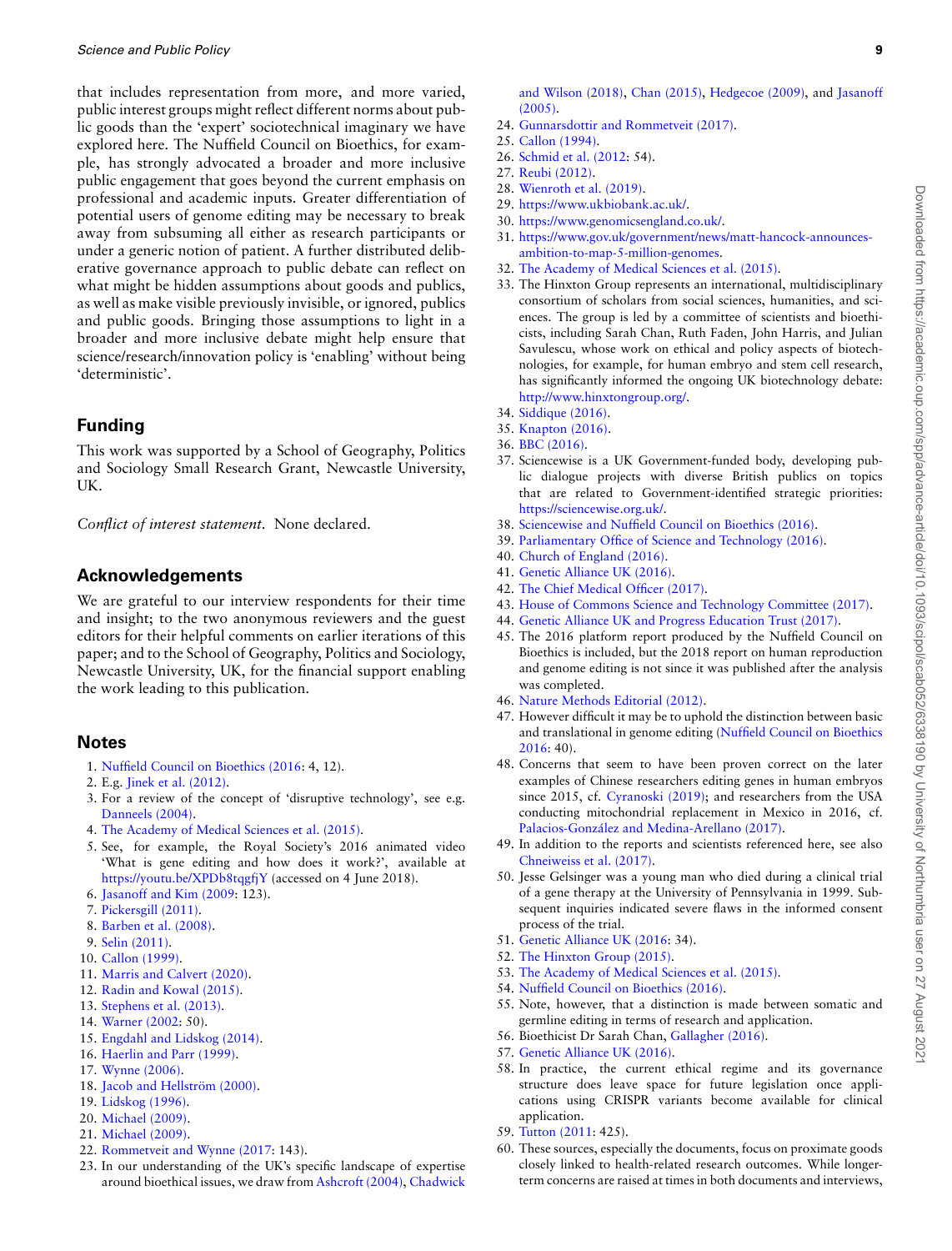that includes representation from more, and more varied, public interest groups might reflect different norms about public goods than the 'expert' sociotechnical imaginary we have explored here. The Nuffield Council on Bioethics, for example, has strongly advocated a broader and more inclusive public engagement that goes beyond the current emphasis on professional and academic inputs. Greater differentiation of potential users of genome editing may be necessary to break away from subsuming all either as research participants or under a generic notion of patient. A further distributed deliberative governance approach to public debate can reflect on what might be hidden assumptions about goods and publics, as well as make visible previously invisible, or ignored, publics and public goods. Bringing those assumptions to light in a broader and more inclusive debate might help ensure that science/research/innovation policy is 'enabling' without being 'deterministic'.

## Funding

This work was supported by a School of Geography, Politics and Sociology Small Research Grant, Newcastle University, UK.

*Conflict of interest statement.* None declared.

## Acknowledgements

We are grateful to our interview respondents for their time and insight; to the two anonymous reviewers and the guest editors for their helpful comments on earlier iterations of this paper; and to the School of Geography, Politics and Sociology, Newcastle University, UK, for the financial support enabling the work leading to this publication.

## Notes

1. Nuffield Council on Bioethics (2016: 4, 12).
2. E.g. Jinek et al. (2012).
3. For a review of the concept of 'disruptive technology', see e.g. Danneels (2004).
4. The Academy of Medical Sciences et al. (2015).
5. See, for example, the Royal Society's 2016 animated video 'What is gene editing and how does it work?', available at https://youtu.be/XPDb8tqgfjY (accessed on 4 June 2018).
6. Jasanoff and Kim (2009: 123).
7. Pickersgill (2011).
8. Barben et al. (2008).
9. Selin (2011).
10. Callon (1999).
11. Marris and Calvert (2020).
12. Radin and Kowal (2015).
13. Stephens et al. (2013).
14. Warner (2002: 50).
15. Engdahl and Lidskog (2014).
16. Haerlin and Parr (1999).
17. Wynne (2006).
18. Jacob and Hellström (2000).
19. Lidskog (1996).
20. Michael (2009).
21. Michael (2009).
22. Rommetveit and Wynne (2017: 143).
23. In our understanding of the UK's specific landscape of expertise around bioethical issues, we draw from Ashcroft (2004), Chadwick and Wilson (2018), Chan (2015), Hedgecoe (2009), and Jasanoff (2005).
24. Gunnarsdottir and Rommetveit (2017).
25. Callon (1994).
26. Schmid et al. (2012: 54).
27. Reubi (2012).
28. Wienroth et al. (2019).
29. https://www.ukbiobank.ac.uk/.
30. https://www.genomicsengland.co.uk/.
31. https://www.gov.uk/government/news/matt-hancock-announces-ambition-to-map-5-million-genomes.
32. The Academy of Medical Sciences et al. (2015).
33. The Hinxton Group represents an international, multidisciplinary consortium of scholars from social sciences, humanities, and sciences. The group is led by a committee of scientists and bioethicists, including Sarah Chan, Ruth Faden, John Harris, and Julian Savulescu, whose work on ethical and policy aspects of biotechnologies, for example, for human embryo and stem cell research, has significantly informed the ongoing UK biotechnology debate: http://www.hinxtongroup.org/.
34. Siddique (2016).
35. Knapton (2016).
36. BBC (2016).
37. Sciencewise is a UK Government-funded body, developing public dialogue projects with diverse British publics on topics that are related to Government-identified strategic priorities: https://sciencewise.org.uk/.
38. Sciencewise and Nuffield Council on Bioethics (2016).
39. Parliamentary Office of Science and Technology (2016).
40. Church of England (2016).
41. Genetic Alliance UK (2016).
42. The Chief Medical Officer (2017).
43. House of Commons Science and Technology Committee (2017).
44. Genetic Alliance UK and Progress Education Trust (2017).
45. The 2016 platform report produced by the Nuffield Council on Bioethics is included, but the 2018 report on human reproduction and genome editing is not since it was published after the analysis was completed.
46. Nature Methods Editorial (2012).
47. However difficult it may be to uphold the distinction between basic and translational in genome editing (Nuffield Council on Bioethics 2016: 40).
48. Concerns that seem to have been proven correct on the later examples of Chinese researchers editing genes in human embryos since 2015, cf. Cyranoski (2019); and researchers from the USA conducting mitochondrial replacement in Mexico in 2016, cf. Palacios-González and Medina-Arellano (2017).
49. In addition to the reports and scientists referenced here, see also Chneiweiss et al. (2017).
50. Jesse Gelsinger was a young man who died during a clinical trial of a gene therapy at the University of Pennsylvania in 1999. Subsequent inquiries indicated severe flaws in the informed consent process of the trial.
51. Genetic Alliance UK (2016: 34).
52. The Hinxton Group (2015).
53. The Academy of Medical Sciences et al. (2015).
54. Nuffield Council on Bioethics (2016).
55. Note, however, that a distinction is made between somatic and germline editing in terms of research and application.
56. Bioethicist Dr Sarah Chan, Gallagher (2016).
57. Genetic Alliance UK (2016).
58. In practice, the current ethical regime and its governance structure does leave space for future legislation once applications using CRISPR variants become available for clinical application.
59. Tutton (2011: 425).
60. These sources, especially the documents, focus on proximate goods closely linked to health-related research outcomes. While longer-term concerns are raised at times in both documents and interviews,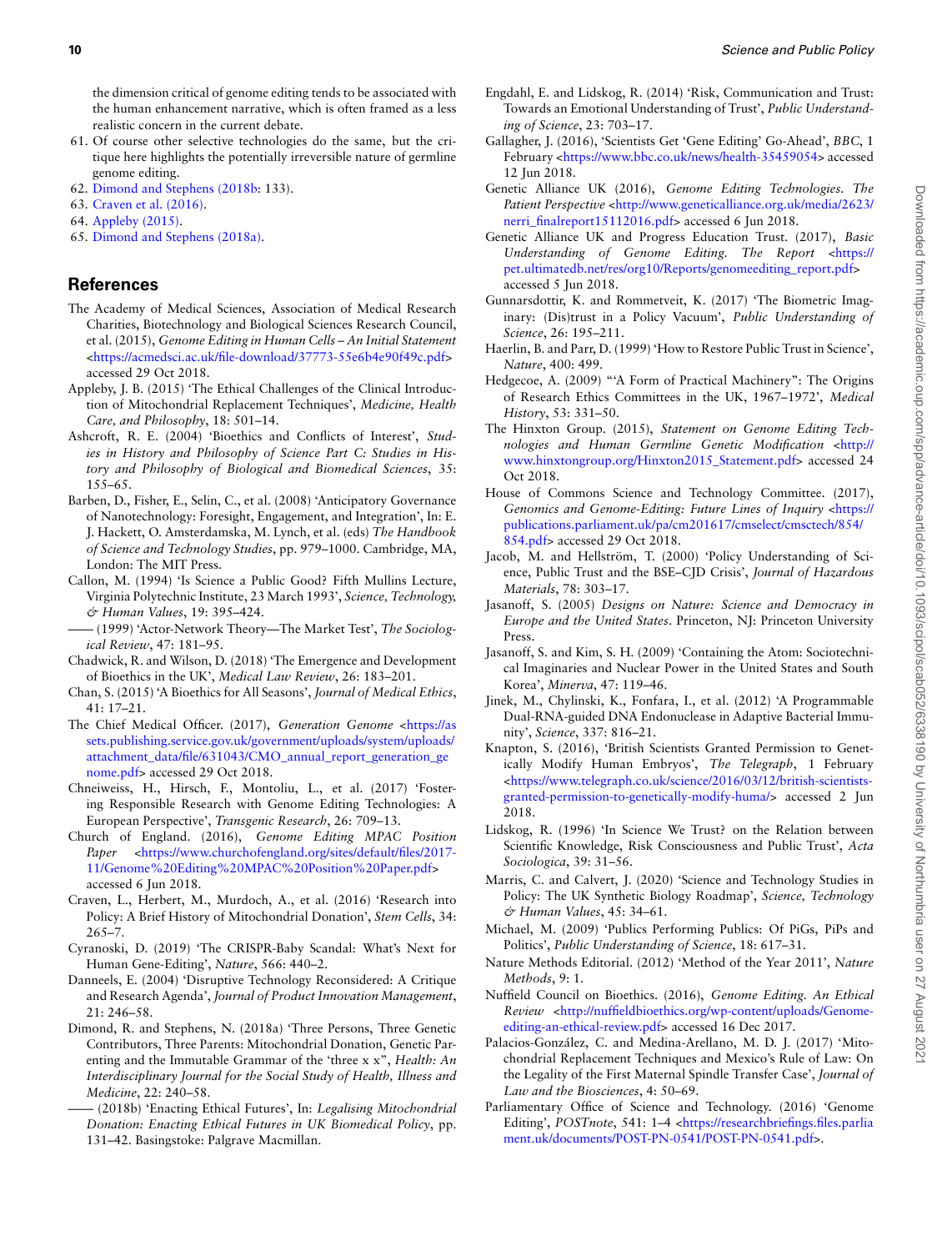the dimension critical of genome editing tends to be associated with the human enhancement narrative, which is often framed as a less realistic concern in the current debate.

61. Of course other selective technologies do the same, but the critique here highlights the potentially irreversible nature of germline genome editing.
62. Dimond and Stephens (2018b: 133).
63. Craven et al. (2016).
64. Appleby (2015).
65. Dimond and Stephens (2018a).

## References

The Academy of Medical Sciences, Association of Medical Research Charities, Biotechnology and Biological Sciences Research Council, et al. (2015), *Genome Editing in Human Cells – An Initial Statement* <https://acmedsci.ac.uk/file-download/37773-55e6b4e90f49c.pdf> accessed 29 Oct 2018.

Appleby, J. B. (2015) 'The Ethical Challenges of the Clinical Introduction of Mitochondrial Replacement Techniques', *Medicine, Health Care, and Philosophy*, 18: 501–14.

Ashcroft, R. E. (2004) 'Bioethics and Conflicts of Interest', *Studies in History and Philosophy of Science Part C: Studies in History and Philosophy of Biological and Biomedical Sciences*, 35: 155–65.

Barben, D., Fisher, E., Selin, C., et al. (2008) 'Anticipatory Governance of Nanotechnology: Foresight, Engagement, and Integration', In: E. J. Hackett, O. Amsterdamska, M. Lynch, et al. (eds) *The Handbook of Science and Technology Studies*, pp. 979–1000. Cambridge, MA, London: The MIT Press.

Callon, M. (1994) 'Is Science a Public Good? Fifth Mullins Lecture, Virginia Polytechnic Institute, 23 March 1993', *Science, Technology, & Human Values*, 19: 395–424.

—— (1999) 'Actor-Network Theory—The Market Test', *The Sociological Review*, 47: 181–95.

Chadwick, R. and Wilson, D. (2018) 'The Emergence and Development of Bioethics in the UK', *Medical Law Review*, 26: 183–201.

Chan, S. (2015) 'A Bioethics for All Seasons', *Journal of Medical Ethics*, 41: 17–21.

The Chief Medical Officer. (2017), *Generation Genome* <https://assets.publishing.service.gov.uk/government/uploads/system/uploads/attachment_data/file/631043/CMO_annual_report_generation_genome.pdf> accessed 29 Oct 2018.

Chneiweiss, H., Hirsch, F., Montoliu, L., et al. (2017) 'Fostering Responsible Research with Genome Editing Technologies: A European Perspective', *Transgenic Research*, 26: 709–13.

Church of England. (2016), *Genome Editing MPAC Position Paper* <https://www.churchofengland.org/sites/default/files/2017-11/Genome%20Editing%20MPAC%20Position%20Paper.pdf> accessed 6 Jun 2018.

Craven, L., Herbert, M., Murdoch, A., et al. (2016) 'Research into Policy: A Brief History of Mitochondrial Donation', *Stem Cells*, 34: 265–7.

Cyranoski, D. (2019) 'The CRISPR-Baby Scandal: What's Next for Human Gene-Editing', *Nature*, 566: 440–2.

Danneels, E. (2004) 'Disruptive Technology Reconsidered: A Critique and Research Agenda', *Journal of Product Innovation Management*, 21: 246–58.

Dimond, R. and Stephens, N. (2018a) 'Three Persons, Three Genetic Contributors, Three Parents: Mitochondrial Donation, Genetic Parenting and the Immutable Grammar of the 'three x x'', *Health: An Interdisciplinary Journal for the Social Study of Health, Illness and Medicine*, 22: 240–58.

—— (2018b) 'Enacting Ethical Futures', In: *Legalising Mitochondrial Donation: Enacting Ethical Futures in UK Biomedical Policy*, pp. 131–42. Basingstoke: Palgrave Macmillan.

Engdahl, E. and Lidskog, R. (2014) 'Risk, Communication and Trust: Towards an Emotional Understanding of Trust', *Public Understanding of Science*, 23: 703–17.

Gallagher, J. (2016), 'Scientists Get 'Gene Editing' Go-Ahead', *BBC*, 1 February <https://www.bbc.co.uk/news/health-35459054> accessed 12 Jun 2018.

Genetic Alliance UK (2016), *Genome Editing Technologies. The Patient Perspective* <http://www.geneticalliance.org.uk/media/2623/nerri_finalreport15112016.pdf> accessed 6 Jun 2018.

Genetic Alliance UK and Progress Education Trust. (2017), *Basic Understanding of Genome Editing. The Report* <https://pet.ultimatedb.net/res/org10/Reports/genomeediting_report.pdf> accessed 5 Jun 2018.

Gunnarsdottir, K. and Rommetveit, K. (2017) 'The Biometric Imaginary: (Dis)trust in a Policy Vacuum', *Public Understanding of Science*, 26: 195–211.

Haerlin, B. and Parr, D. (1999) 'How to Restore Public Trust in Science', *Nature*, 400: 499.

Hedgecoe, A. (2009) '"A Form of Practical Machinery": The Origins of Research Ethics Committees in the UK, 1967–1972', *Medical History*, 53: 331–50.

The Hinxton Group. (2015), *Statement on Genome Editing Technologies and Human Germline Genetic Modification* <http://www.hinxtongroup.org/Hinxton2015_Statement.pdf> accessed 24 Oct 2018.

House of Commons Science and Technology Committee. (2017), *Genomics and Genome-Editing: Future Lines of Inquiry* <https://publications.parliament.uk/pa/cm201617/cmselect/cmsctech/854/854.pdf> accessed 29 Oct 2018.

Jacob, M. and Hellström, T. (2000) 'Policy Understanding of Science, Public Trust and the BSE–CJD Crisis', *Journal of Hazardous Materials*, 78: 303–17.

Jasanoff, S. (2005) *Designs on Nature: Science and Democracy in Europe and the United States*. Princeton, NJ: Princeton University Press.

Jasanoff, S. and Kim, S. H. (2009) 'Containing the Atom: Sociotechnical Imaginaries and Nuclear Power in the United States and South Korea', *Minerva*, 47: 119–46.

Jinek, M., Chylinski, K., Fonfara, I., et al. (2012) 'A Programmable Dual-RNA-guided DNA Endonuclease in Adaptive Bacterial Immunity', *Science*, 337: 816–21.

Knapton, S. (2016), 'British Scientists Granted Permission to Genetically Modify Human Embryos', *The Telegraph*, 1 February <https://www.telegraph.co.uk/science/2016/03/12/british-scientists-granted-permission-to-genetically-modify-huma/> accessed 2 Jun 2018.

Lidskog, R. (1996) 'In Science We Trust? on the Relation between Scientific Knowledge, Risk Consciousness and Public Trust', *Acta Sociologica*, 39: 31–56.

Marris, C. and Calvert, J. (2020) 'Science and Technology Studies in Policy: The UK Synthetic Biology Roadmap', *Science, Technology & Human Values*, 45: 34–61.

Michael, M. (2009) 'Publics Performing Publics: Of PiGs, PiPs and Politics', *Public Understanding of Science*, 18: 617–31.

Nature Methods Editorial. (2012) 'Method of the Year 2011', *Nature Methods*, 9: 1.

Nuffield Council on Bioethics. (2016), *Genome Editing. An Ethical Review* <http://nuffieldbioethics.org/wp-content/uploads/Genome-editing-an-ethical-review.pdf> accessed 16 Dec 2017.

Palacios-González, C. and Medina-Arellano, M. D. J. (2017) 'Mitochondrial Replacement Techniques and Mexico's Rule of Law: On the Legality of the First Maternal Spindle Transfer Case', *Journal of Law and the Biosciences*, 4: 50–69.

Parliamentary Office of Science and Technology. (2016) 'Genome Editing', *POSTnote*, 541: 1–4 <https://researchbriefings.files.parliament.uk/documents/POST-PN-0541/POST-PN-0541.pdf>.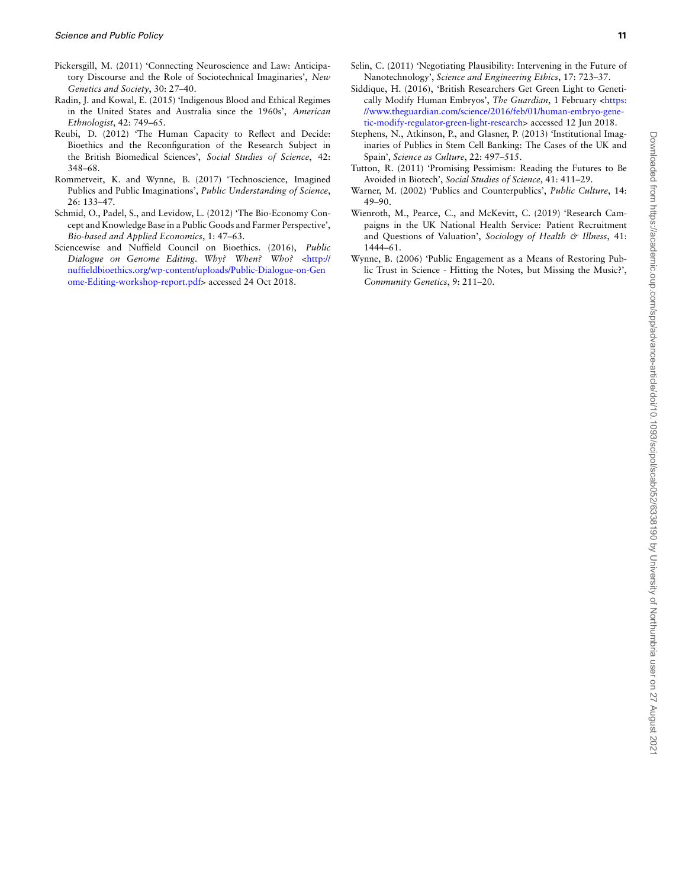Pickersgill, M. (2011) 'Connecting Neuroscience and Law: Anticipatory Discourse and the Role of Sociotechnical Imaginaries', *New Genetics and Society*, 30: 27–40.

Radin, J. and Kowal, E. (2015) 'Indigenous Blood and Ethical Regimes in the United States and Australia since the 1960s', *American Ethnologist*, 42: 749–65.

Reubi, D. (2012) 'The Human Capacity to Reflect and Decide: Bioethics and the Reconfiguration of the Research Subject in the British Biomedical Sciences', *Social Studies of Science*, 42: 348–68.

Rommetveit, K. and Wynne, B. (2017) 'Technoscience, Imagined Publics and Public Imaginations', *Public Understanding of Science*, 26: 133–47.

Schmid, O., Padel, S., and Levidow, L. (2012) 'The Bio-Economy Concept and Knowledge Base in a Public Goods and Farmer Perspective', *Bio-based and Applied Economics*, 1: 47–63.

Sciencewise and Nuffield Council on Bioethics. (2016), *Public Dialogue on Genome Editing. Why? When? Who?* <http://nuffieldbioethics.org/wp-content/uploads/Public-Dialogue-on-Genome-Editing-workshop-report.pdf> accessed 24 Oct 2018.

Selin, C. (2011) 'Negotiating Plausibility: Intervening in the Future of Nanotechnology', *Science and Engineering Ethics*, 17: 723–37.

Siddique, H. (2016), 'British Researchers Get Green Light to Genetically Modify Human Embryos', *The Guardian*, 1 February <https://www.theguardian.com/science/2016/feb/01/human-embryo-genetic-modify-regulator-green-light-research> accessed 12 Jun 2018.

Stephens, N., Atkinson, P., and Glasner, P. (2013) 'Institutional Imaginaries of Publics in Stem Cell Banking: The Cases of the UK and Spain', *Science as Culture*, 22: 497–515.

Tutton, R. (2011) 'Promising Pessimism: Reading the Futures to Be Avoided in Biotech', *Social Studies of Science*, 41: 411–29.

Warner, M. (2002) 'Publics and Counterpublics', *Public Culture*, 14: 49–90.

Wienroth, M., Pearce, C., and McKevitt, C. (2019) 'Research Campaigns in the UK National Health Service: Patient Recruitment and Questions of Valuation', *Sociology of Health & Illness*, 41: 1444–61.

Wynne, B. (2006) 'Public Engagement as a Means of Restoring Public Trust in Science - Hitting the Notes, but Missing the Music?', *Community Genetics*, 9: 211–20.